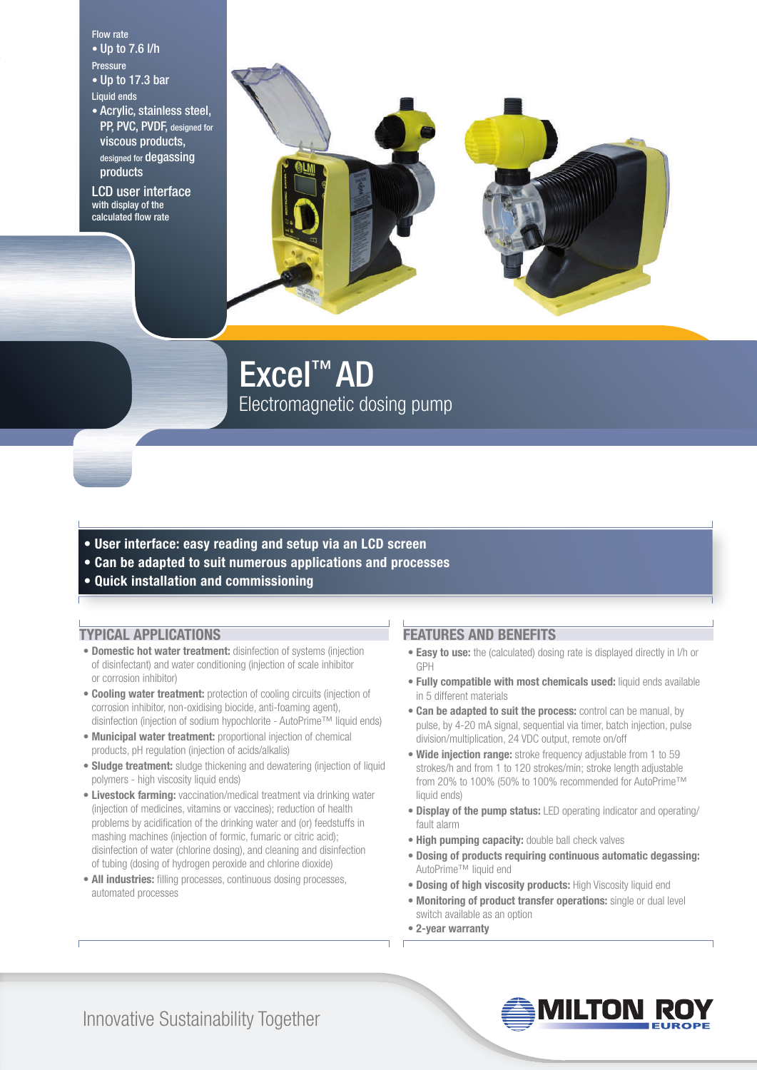Flow rate
- Up to 7.6 l/h

Pressure
- Up to 17.3 bar

Liquid ends
- Acrylic, stainless steel, PP, PVC, PVDF, designed for viscous products, designed for degassing products

LCD user interface with display of the calculated flow rate

# Excel™ AD

## Electromagnetic dosing pump

- **User interface: easy reading and setup via an LCD screen**
- **Can be adapted to suit numerous applications and processes**
- **Quick installation and commissioning**

### TYPICAL APPLICATIONS

- **Domestic hot water treatment:** disinfection of systems (injection of disinfectant) and water conditioning (injection of scale inhibitor or corrosion inhibitor)
- **Cooling water treatment:** protection of cooling circuits (injection of corrosion inhibitor, non-oxidising biocide, anti-foaming agent), disinfection (injection of sodium hypochlorite - AutoPrime™ liquid ends)
- **Municipal water treatment:** proportional injection of chemical products, pH regulation (injection of acids/alkalis)
- **Sludge treatment:** sludge thickening and dewatering (injection of liquid polymers - high viscosity liquid ends)
- **Livestock farming:** vaccination/medical treatment via drinking water (injection of medicines, vitamins or vaccines); reduction of health problems by acidification of the drinking water and (or) feedstuffs in mashing machines (injection of formic, fumaric or citric acid); disinfection of water (chlorine dosing), and cleaning and disinfection of tubing (dosing of hydrogen peroxide and chlorine dioxide)
- **All industries:** filling processes, continuous dosing processes, automated processes

### FEATURES AND BENEFITS

- **Easy to use:** the (calculated) dosing rate is displayed directly in l/h or GPH
- **Fully compatible with most chemicals used:** liquid ends available in 5 different materials
- **Can be adapted to suit the process:** control can be manual, by pulse, by 4-20 mA signal, sequential via timer, batch injection, pulse division/multiplication, 24 VDC output, remote on/off
- **Wide injection range:** stroke frequency adjustable from 1 to 59 strokes/h and from 1 to 120 strokes/min; stroke length adjustable from 20% to 100% (50% to 100% recommended for AutoPrime™ liquid ends)
- **Display of the pump status:** LED operating indicator and operating/fault alarm
- **High pumping capacity:** double ball check valves
- **Dosing of products requiring continuous automatic degassing:** AutoPrime™ liquid end
- **Dosing of high viscosity products:** High Viscosity liquid end
- **Monitoring of product transfer operations:** single or dual level switch available as an option
- **2-year warranty**

Innovative Sustainability Together

MILTON ROY EUROPE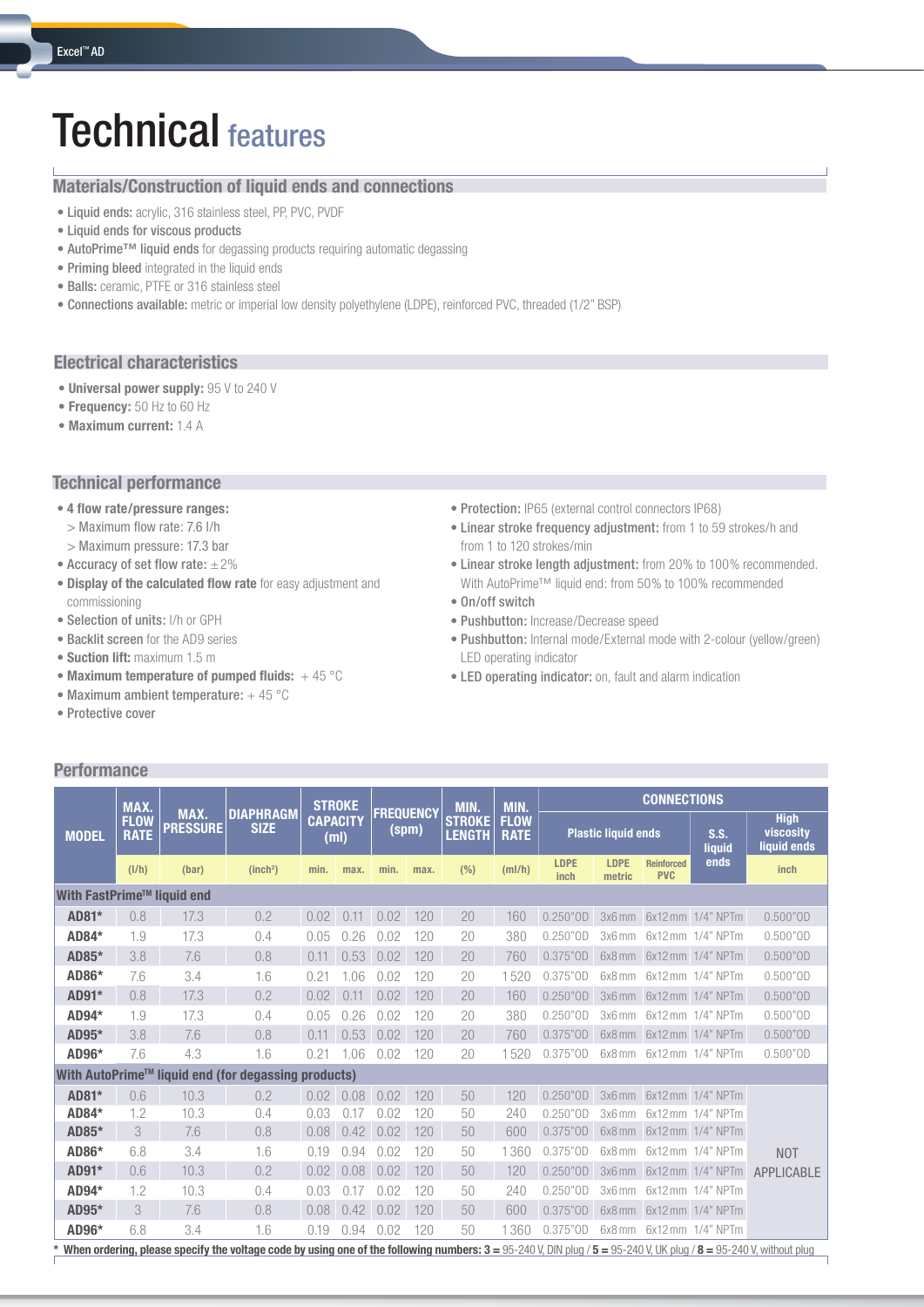# Technical features

## Materials/Construction of liquid ends and connections

- **Liquid ends:** acrylic, 316 stainless steel, PP, PVC, PVDF
- **Liquid ends for viscous products**
- **AutoPrime™ liquid ends** for degassing products requiring automatic degassing
- **Priming bleed** integrated in the liquid ends
- **Balls:** ceramic, PTFE or 316 stainless steel
- **Connections available:** metric or imperial low density polyethylene (LDPE), reinforced PVC, threaded (1/2" BSP)

## Electrical characteristics

- **Universal power supply:** 95 V to 240 V
- **Frequency:** 50 Hz to 60 Hz
- **Maximum current:** 1.4 A

## Technical performance

- **4 flow rate/pressure ranges:**
  - > Maximum flow rate: 7.6 l/h
  - > Maximum pressure: 17.3 bar
- **Accuracy of set flow rate:** ±2%
- **Display of the calculated flow rate** for easy adjustment and commissioning
- **Selection of units:** l/h or GPH
- **Backlit screen** for the AD9 series
- **Suction lift:** maximum 1.5 m
- **Maximum temperature of pumped fluids:** + 45 °C
- **Maximum ambient temperature:** + 45 °C
- **Protective cover**
- **Protection:** IP65 (external control connectors IP68)
- **Linear stroke frequency adjustment:** from 1 to 59 strokes/h and from 1 to 120 strokes/min
- **Linear stroke length adjustment:** from 20% to 100% recommended. With AutoPrime™ liquid end: from 50% to 100% recommended
- **On/off switch**
- **Pushbutton:** Increase/Decrease speed
- **Pushbutton:** Internal mode/External mode with 2-colour (yellow/green) LED operating indicator
- **LED operating indicator:** on, fault and alarm indication

## Performance

| MODEL | MAX. FLOW RATE | MAX. PRESSURE | DIAPHRAGM SIZE | STROKE CAPACITY (ml) | | FREQUENCY (spm) | | MIN. STROKE LENGTH | MIN. FLOW RATE | CONNECTIONS | | | | |
|---|---|---|---|---|---|---|---|---|---|---|---|---|---|---|
| | | | | | | | | | | Plastic liquid ends | | | S.S. liquid ends | High viscosity liquid ends |
| | (l/h) | (bar) | (inch²) | min. | max. | min. | max. | (%) | (ml/h) | LDPE inch | LDPE metric | Reinforced PVC | | inch |
| **With FastPrime™ liquid end** | | | | | | | | | | | | | | |
| **AD81*** | 0.8 | 17.3 | 0.2 | 0.02 | 0.11 | 0.02 | 120 | 20 | 160 | 0.250"OD | 3x6 mm | 6x12 mm | 1/4" NPTm | 0.500"OD |
| **AD84*** | 1.9 | 17.3 | 0.4 | 0.05 | 0.26 | 0.02 | 120 | 20 | 380 | 0.250"OD | 3x6 mm | 6x12 mm | 1/4" NPTm | 0.500"OD |
| **AD85*** | 3.8 | 7.6 | 0.8 | 0.11 | 0.53 | 0.02 | 120 | 20 | 760 | 0.375"OD | 6x8 mm | 6x12 mm | 1/4" NPTm | 0.500"OD |
| **AD86*** | 7.6 | 3.4 | 1.6 | 0.21 | 1.06 | 0.02 | 120 | 20 | 1520 | 0.375"OD | 6x8 mm | 6x12 mm | 1/4" NPTm | 0.500"OD |
| **AD91*** | 0.8 | 17.3 | 0.2 | 0.02 | 0.11 | 0.02 | 120 | 20 | 160 | 0.250"OD | 3x6 mm | 6x12 mm | 1/4" NPTm | 0.500"OD |
| **AD94*** | 1.9 | 17.3 | 0.4 | 0.05 | 0.26 | 0.02 | 120 | 20 | 380 | 0.250"OD | 3x6 mm | 6x12 mm | 1/4" NPTm | 0.500"OD |
| **AD95*** | 3.8 | 7.6 | 0.8 | 0.11 | 0.53 | 0.02 | 120 | 20 | 760 | 0.375"OD | 6x8 mm | 6x12 mm | 1/4" NPTm | 0.500"OD |
| **AD96*** | 7.6 | 4.3 | 1.6 | 0.21 | 1.06 | 0.02 | 120 | 20 | 1520 | 0.375"OD | 6x8 mm | 6x12 mm | 1/4" NPTm | 0.500"OD |
| **With AutoPrime™ liquid end (for degassing products)** | | | | | | | | | | | | | | |
| **AD81*** | 0.6 | 10.3 | 0.2 | 0.02 | 0.08 | 0.02 | 120 | 50 | 120 | 0.250"OD | 3x6 mm | 6x12 mm | 1/4" NPTm | NOT APPLICABLE |
| **AD84*** | 1.2 | 10.3 | 0.4 | 0.03 | 0.17 | 0.02 | 120 | 50 | 240 | 0.250"OD | 3x6 mm | 6x12 mm | 1/4" NPTm | NOT APPLICABLE |
| **AD85*** | 3 | 7.6 | 0.8 | 0.08 | 0.42 | 0.02 | 120 | 50 | 600 | 0.375"OD | 6x8 mm | 6x12 mm | 1/4" NPTm | NOT APPLICABLE |
| **AD86*** | 6.8 | 3.4 | 1.6 | 0.19 | 0.94 | 0.02 | 120 | 50 | 1360 | 0.375"OD | 6x8 mm | 6x12 mm | 1/4" NPTm | NOT APPLICABLE |
| **AD91*** | 0.6 | 10.3 | 0.2 | 0.02 | 0.08 | 0.02 | 120 | 50 | 120 | 0.250"OD | 3x6 mm | 6x12 mm | 1/4" NPTm | NOT APPLICABLE |
| **AD94*** | 1.2 | 10.3 | 0.4 | 0.03 | 0.17 | 0.02 | 120 | 50 | 240 | 0.250"OD | 3x6 mm | 6x12 mm | 1/4" NPTm | NOT APPLICABLE |
| **AD95*** | 3 | 7.6 | 0.8 | 0.08 | 0.42 | 0.02 | 120 | 50 | 600 | 0.375"OD | 6x8 mm | 6x12 mm | 1/4" NPTm | NOT APPLICABLE |
| **AD96*** | 6.8 | 3.4 | 1.6 | 0.19 | 0.94 | 0.02 | 120 | 50 | 1360 | 0.375"OD | 6x8 mm | 6x12 mm | 1/4" NPTm | NOT APPLICABLE |

**\* When ordering, please specify the voltage code by using one of the following numbers: 3 =** 95-240 V, DIN plug / **5 =** 95-240 V, UK plug / **8 =** 95-240 V, without plug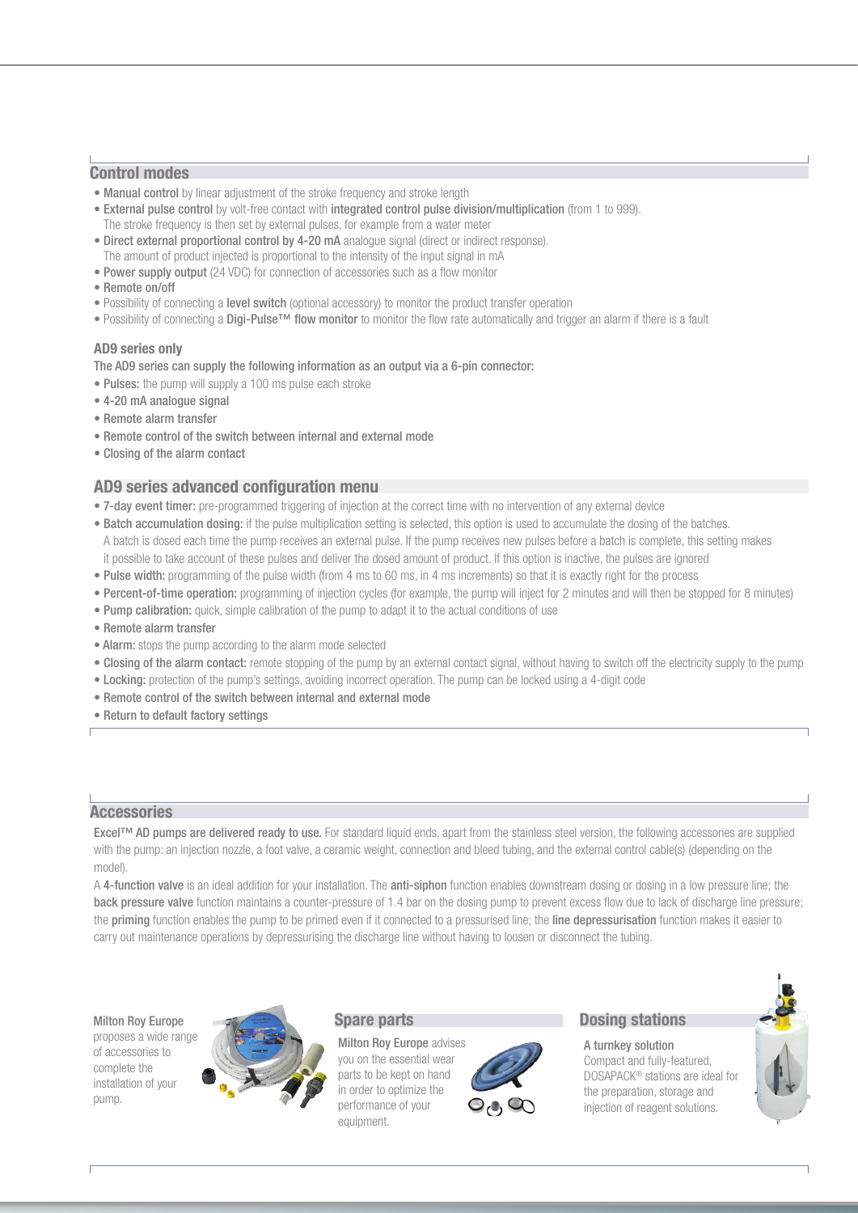## Control modes

- **Manual control** by linear adjustment of the stroke frequency and stroke length
- **External pulse control** by volt-free contact with **integrated control pulse division/multiplication** (from 1 to 999). The stroke frequency is then set by external pulses, for example from a water meter
- **Direct external proportional control by 4-20 mA** analogue signal (direct or indirect response). The amount of product injected is proportional to the intensity of the input signal in mA
- **Power supply output** (24 VDC) for connection of accessories such as a flow monitor
- Remote on/off
- Possibility of connecting a **level switch** (optional accessory) to monitor the product transfer operation
- Possibility of connecting a **Digi-Pulse™ flow monitor** to monitor the flow rate automatically and trigger an alarm if there is a fault

### AD9 series only

The AD9 series can supply the following information as an output via a 6-pin connector:

- **Pulses:** the pump will supply a 100 ms pulse each stroke
- 4-20 mA analogue signal
- Remote alarm transfer
- Remote control of the switch between internal and external mode
- Closing of the alarm contact

## AD9 series advanced configuration menu

- **7-day event timer:** pre-programmed triggering of injection at the correct time with no intervention of any external device
- **Batch accumulation dosing:** if the pulse multiplication setting is selected, this option is used to accumulate the dosing of the batches. A batch is dosed each time the pump receives an external pulse. If the pump receives new pulses before a batch is complete, this setting makes it possible to take account of these pulses and deliver the dosed amount of product. If this option is inactive, the pulses are ignored
- **Pulse width:** programming of the pulse width (from 4 ms to 60 ms, in 4 ms increments) so that it is exactly right for the process
- **Percent-of-time operation:** programming of injection cycles (for example, the pump will inject for 2 minutes and will then be stopped for 8 minutes)
- **Pump calibration:** quick, simple calibration of the pump to adapt it to the actual conditions of use
- Remote alarm transfer
- **Alarm:** stops the pump according to the alarm mode selected
- **Closing of the alarm contact:** remote stopping of the pump by an external contact signal, without having to switch off the electricity supply to the pump
- **Locking:** protection of the pump's settings, avoiding incorrect operation. The pump can be locked using a 4-digit code
- Remote control of the switch between internal and external mode
- Return to default factory settings

## Accessories

**Excel™ AD pumps are delivered ready to use.** For standard liquid ends, apart from the stainless steel version, the following accessories are supplied with the pump: an injection nozzle, a foot valve, a ceramic weight, connection and bleed tubing, and the external control cable(s) (depending on the model).

A **4-function valve** is an ideal addition for your installation. The **anti-siphon** function enables downstream dosing or dosing in a low pressure line; the **back pressure valve** function maintains a counter-pressure of 1.4 bar on the dosing pump to prevent excess flow due to lack of discharge line pressure; the **priming** function enables the pump to be primed even if it connected to a pressurised line; the **line depressurisation** function makes it easier to carry out maintenance operations by depressurising the discharge line without having to loosen or disconnect the tubing.

**Milton Roy Europe** proposes a wide range of accessories to complete the installation of your pump.

## Spare parts

**Milton Roy Europe** advises you on the essential wear parts to be kept on hand in order to optimize the performance of your equipment.

## Dosing stations

**A turnkey solution**

Compact and fully-featured, DOSAPACK® stations are ideal for the preparation, storage and injection of reagent solutions.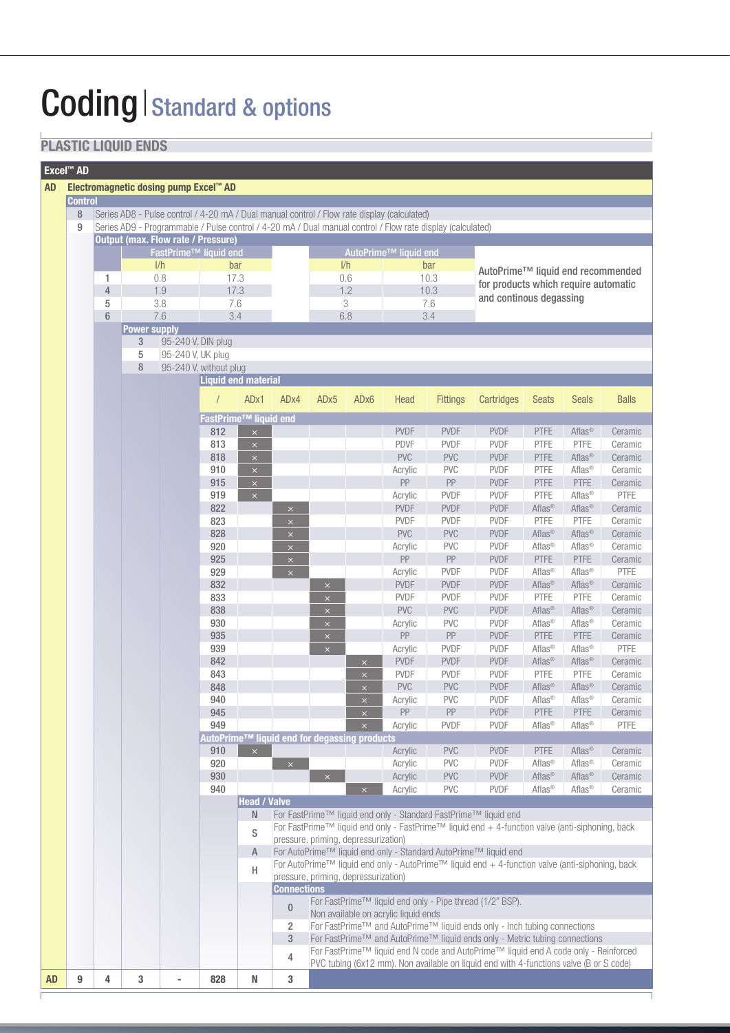# Coding | Standard & options

## PLASTIC LIQUID ENDS

### Excel™ AD

**AD** — Electromagnetic dosing pump Excel™ AD

**Control**

| Code | Description |
|---|---|
| 8 | Series AD8 - Pulse control / 4-20 mA / Dual manual control / Flow rate display (calculated) |
| 9 | Series AD9 - Programmable / Pulse control / 4-20 mA / Dual manual control / Flow rate display (calculated) |

**Output (max. Flow rate / Pressure)**

| Code | FastPrime™ liquid end l/h | FastPrime™ liquid end bar | AutoPrime™ liquid end l/h | AutoPrime™ liquid end bar |
|---|---|---|---|---|
| 1 | 0.8 | 17.3 | 0.6 | 10.3 |
| 4 | 1.9 | 17.3 | 1.2 | 10.3 |
| 5 | 3.8 | 7.6 | 3 | 7.6 |
| 6 | 7.6 | 3.4 | 6.8 | 3.4 |

AutoPrime™ liquid end recommended for products which require automatic and continous degassing

**Power supply**

| Code | Description |
|---|---|
| 3 | 95-240 V, DIN plug |
| 5 | 95-240 V, UK plug |
| 8 | 95-240 V, without plug |

**Liquid end material**

| / | ADx1 | ADx4 | ADx5 | ADx6 | Head | Fittings | Cartridges | Seats | Seals | Balls |
|---|---|---|---|---|---|---|---|---|---|---|
| **FastPrime™ liquid end** | | | | | | | | | | |
| 812 | × | | | | PVDF | PVDF | PVDF | PTFE | Aflas® | Ceramic |
| 813 | × | | | | PDVF | PVDF | PVDF | PTFE | PTFE | Ceramic |
| 818 | × | | | | PVC | PVC | PVDF | PTFE | Aflas® | Ceramic |
| 910 | × | | | | Acrylic | PVC | PVDF | PTFE | Aflas® | Ceramic |
| 915 | × | | | | PP | PP | PVDF | PTFE | PTFE | Ceramic |
| 919 | × | | | | Acrylic | PVDF | PVDF | PTFE | Aflas® | PTFE |
| 822 | | × | | | PVDF | PVDF | PVDF | Aflas® | Aflas® | Ceramic |
| 823 | | × | | | PVDF | PVDF | PVDF | PTFE | PTFE | Ceramic |
| 828 | | × | | | PVC | PVC | PVDF | Aflas® | Aflas® | Ceramic |
| 920 | | × | | | Acrylic | PVC | PVDF | Aflas® | Aflas® | Ceramic |
| 925 | | × | | | PP | PP | PVDF | PTFE | PTFE | Ceramic |
| 929 | | × | | | Acrylic | PVDF | PVDF | Aflas® | Aflas® | PTFE |
| 832 | | | × | | PVDF | PVDF | PVDF | Aflas® | Aflas® | Ceramic |
| 833 | | | × | | PVDF | PVDF | PVDF | PTFE | PTFE | Ceramic |
| 838 | | | × | | PVC | PVC | PVDF | Aflas® | Aflas® | Ceramic |
| 930 | | | × | | Acrylic | PVC | PVDF | Aflas® | Aflas® | Ceramic |
| 935 | | | × | | PP | PP | PVDF | PTFE | PTFE | Ceramic |
| 939 | | | × | | Acrylic | PVDF | PVDF | Aflas® | Aflas® | PTFE |
| 842 | | | | × | PVDF | PVDF | PVDF | Aflas® | Aflas® | Ceramic |
| 843 | | | | × | PVDF | PVDF | PVDF | PTFE | PTFE | Ceramic |
| 848 | | | | × | PVC | PVC | PVDF | Aflas® | Aflas® | Ceramic |
| 940 | | | | × | Acrylic | PVC | PVDF | Aflas® | Aflas® | Ceramic |
| 945 | | | | × | PP | PP | PVDF | PTFE | PTFE | Ceramic |
| 949 | | | | × | Acrylic | PVDF | PVDF | Aflas® | Aflas® | PTFE |
| **AutoPrime™ liquid end for degassing products** | | | | | | | | | | |
| 910 | × | | | | Acrylic | PVC | PVDF | PTFE | Aflas® | Ceramic |
| 920 | | × | | | Acrylic | PVC | PVDF | Aflas® | Aflas® | Ceramic |
| 930 | | | × | | Acrylic | PVC | PVDF | Aflas® | Aflas® | Ceramic |
| 940 | | | | × | Acrylic | PVC | PVDF | Aflas® | Aflas® | Ceramic |

**Head / Valve**

| Code | Description |
|---|---|
| N | For FastPrime™ liquid end only - Standard FastPrime™ liquid end |
| S | For FastPrime™ liquid end only - FastPrime™ liquid end + 4-function valve (anti-siphoning, back pressure, priming, depressurization) |
| A | For AutoPrime™ liquid end only - Standard AutoPrime™ liquid end |
| H | For AutoPrime™ liquid end only - AutoPrime™ liquid end + 4-function valve (anti-siphoning, back pressure, priming, depressurization) |

**Connections**

| Code | Description |
|---|---|
| 0 | For FastPrime™ liquid end only - Pipe thread (1/2" BSP). Non available on acrylic liquid ends |
| 2 | For FastPrime™ and AutoPrime™ liquid ends only - Inch tubing connections |
| 3 | For FastPrime™ and AutoPrime™ liquid ends only - Metric tubing connections |
| 4 | For FastPrime™ liquid end N code and AutoPrime™ liquid end A code only - Reinforced PVC tubing (6x12 mm). Non available on liquid end with 4-functions valve (B or S code) |

**Example:**

| AD | 9 | 4 | 3 | - | 828 | N | 3 |
|---|---|---|---|---|---|---|---|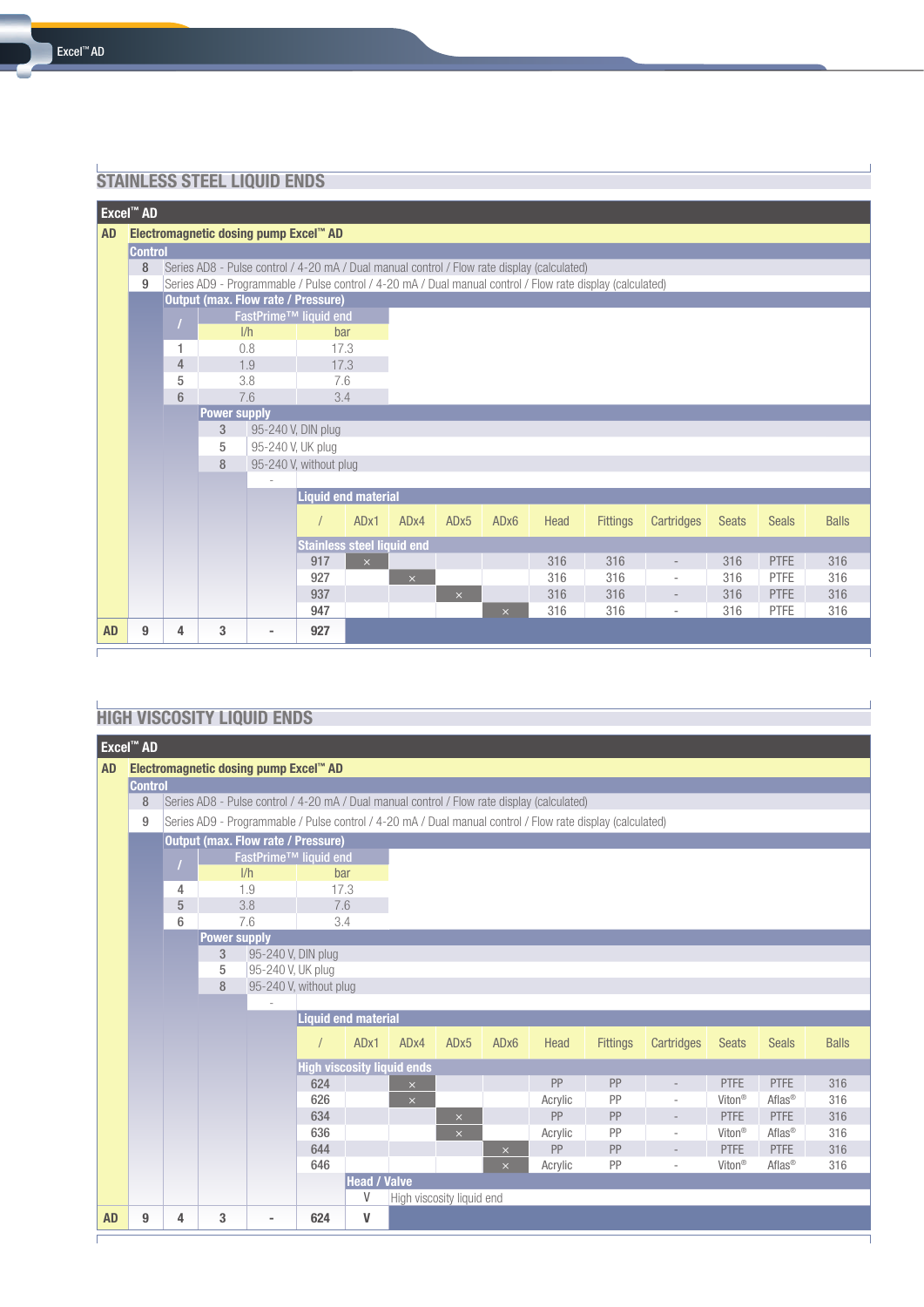## STAINLESS STEEL LIQUID ENDS

**Excel™ AD**

**AD** — **Electromagnetic dosing pump Excel™ AD**

**Control**

| Code | Description |
|---|---|
| 8 | Series AD8 - Pulse control / 4-20 mA / Dual manual control / Flow rate display (calculated) |
| 9 | Series AD9 - Programmable / Pulse control / 4-20 mA / Dual manual control / Flow rate display (calculated) |

**Output (max. Flow rate / Pressure)**

| / | FastPrime™ liquid end l/h | FastPrime™ liquid end bar |
|---|---|---|
| 1 | 0.8 | 17.3 |
| 4 | 1.9 | 17.3 |
| 5 | 3.8 | 7.6 |
| 6 | 7.6 | 3.4 |

**Power supply**

| Code | Description |
|---|---|
| 3 | 95-240 V, DIN plug |
| 5 | 95-240 V, UK plug |
| 8 | 95-240 V, without plug |
| | - |

**Liquid end material**

| / | ADx1 | ADx4 | ADx5 | ADx6 | Head | Fittings | Cartridges | Seats | Seals | Balls |
|---|---|---|---|---|---|---|---|---|---|---|
| **Stainless steel liquid end** | | | | | | | | | | |
| 917 | × | | | | 316 | 316 | - | 316 | PTFE | 316 |
| 927 | | × | | | 316 | 316 | - | 316 | PTFE | 316 |
| 937 | | | × | | 316 | 316 | - | 316 | PTFE | 316 |
| 947 | | | | × | 316 | 316 | - | 316 | PTFE | 316 |

| AD | 9 | 4 | 3 | - | 927 |
|---|---|---|---|---|---|

## HIGH VISCOSITY LIQUID ENDS

**Excel™ AD**

**AD** — **Electromagnetic dosing pump Excel™ AD**

**Control**

| Code | Description |
|---|---|
| 8 | Series AD8 - Pulse control / 4-20 mA / Dual manual control / Flow rate display (calculated) |
| 9 | Series AD9 - Programmable / Pulse control / 4-20 mA / Dual manual control / Flow rate display (calculated) |

**Output (max. Flow rate / Pressure)**

| / | FastPrime™ liquid end l/h | FastPrime™ liquid end bar |
|---|---|---|
| 4 | 1.9 | 17.3 |
| 5 | 3.8 | 7.6 |
| 6 | 7.6 | 3.4 |

**Power supply**

| Code | Description |
|---|---|
| 3 | 95-240 V, DIN plug |
| 5 | 95-240 V, UK plug |
| 8 | 95-240 V, without plug |
| | - |

**Liquid end material**

| / | ADx1 | ADx4 | ADx5 | ADx6 | Head | Fittings | Cartridges | Seats | Seals | Balls |
|---|---|---|---|---|---|---|---|---|---|---|
| **High viscosity liquid ends** | | | | | | | | | | |
| 624 | | × | | | PP | PP | - | PTFE | PTFE | 316 |
| 626 | | × | | | Acrylic | PP | - | Viton® | Aflas® | 316 |
| 634 | | | × | | PP | PP | - | PTFE | PTFE | 316 |
| 636 | | | × | | Acrylic | PP | - | Viton® | Aflas® | 316 |
| 644 | | | | × | PP | PP | - | PTFE | PTFE | 316 |
| 646 | | | | × | Acrylic | PP | - | Viton® | Aflas® | 316 |

**Head / Valve**

| Code | Description |
|---|---|
| V | High viscosity liquid end |

| AD | 9 | 4 | 3 | - | 624 | V |
|---|---|---|---|---|---|---|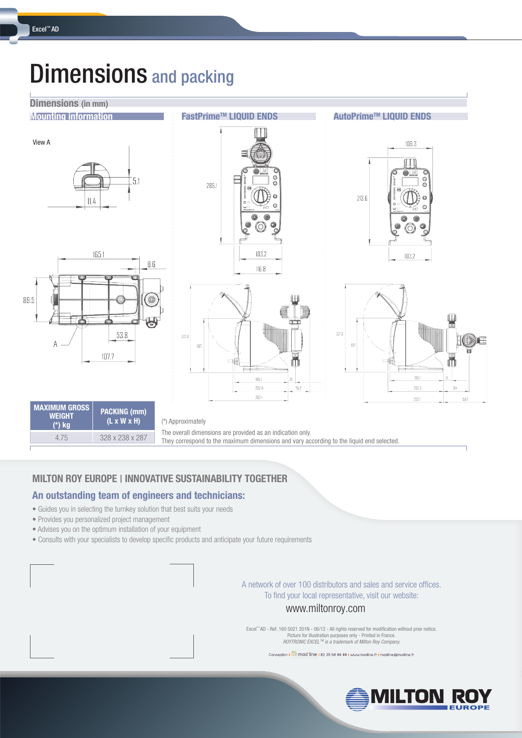# Dimensions and packing

## Dimensions (in mm)

### Mounting information

View A

5.1

11.4

165.1

8.6

89.5

A

53.8

107.7

### FastPrime™ LIQUID ENDS

285.1

103.2

116.8

321.3

197

195.1

31

202.6

79.2

252.1

### AutoPrime™ LIQUID ENDS

109.3

213.6

103.2

321.3

197

195.1

31

202.6

94

252.1

159.1

| MAXIMUM GROSS WEIGHT (*) kg | PACKING (mm) (L x W x H) |
|---|---|
| 4.75 | 328 x 238 x 287 |

(*) Approximately

The overall dimensions are provided as an indication only.
They correspond to the maximum dimensions and vary according to the liquid end selected.

## MILTON ROY EUROPE | INNOVATIVE SUSTAINABILITY TOGETHER

### An outstanding team of engineers and technicians:

- Guides you in selecting the turnkey solution that best suits your needs
- Provides you personalized project management
- Advises you on the optimum installation of your equipment
- Consults with your specialists to develop specific products and anticipate your future requirements

A network of over 100 distributors and sales and service offices.
To find your local representative, visit our website:
www.miltonroy.com

Excel™ AD - Ref. 160 5021 201N - 06/12 - All rights reserved for modification without prior notice.
Picture for illustration purposes only - Printed in France.
*ROYTRONIC EXCEL™ is a trademark of Milton Roy Company.*

Conception | mad'line | 02 35 68 84 84 | www.madline.fr | madline@madline.fr

MILTON ROY EUROPE